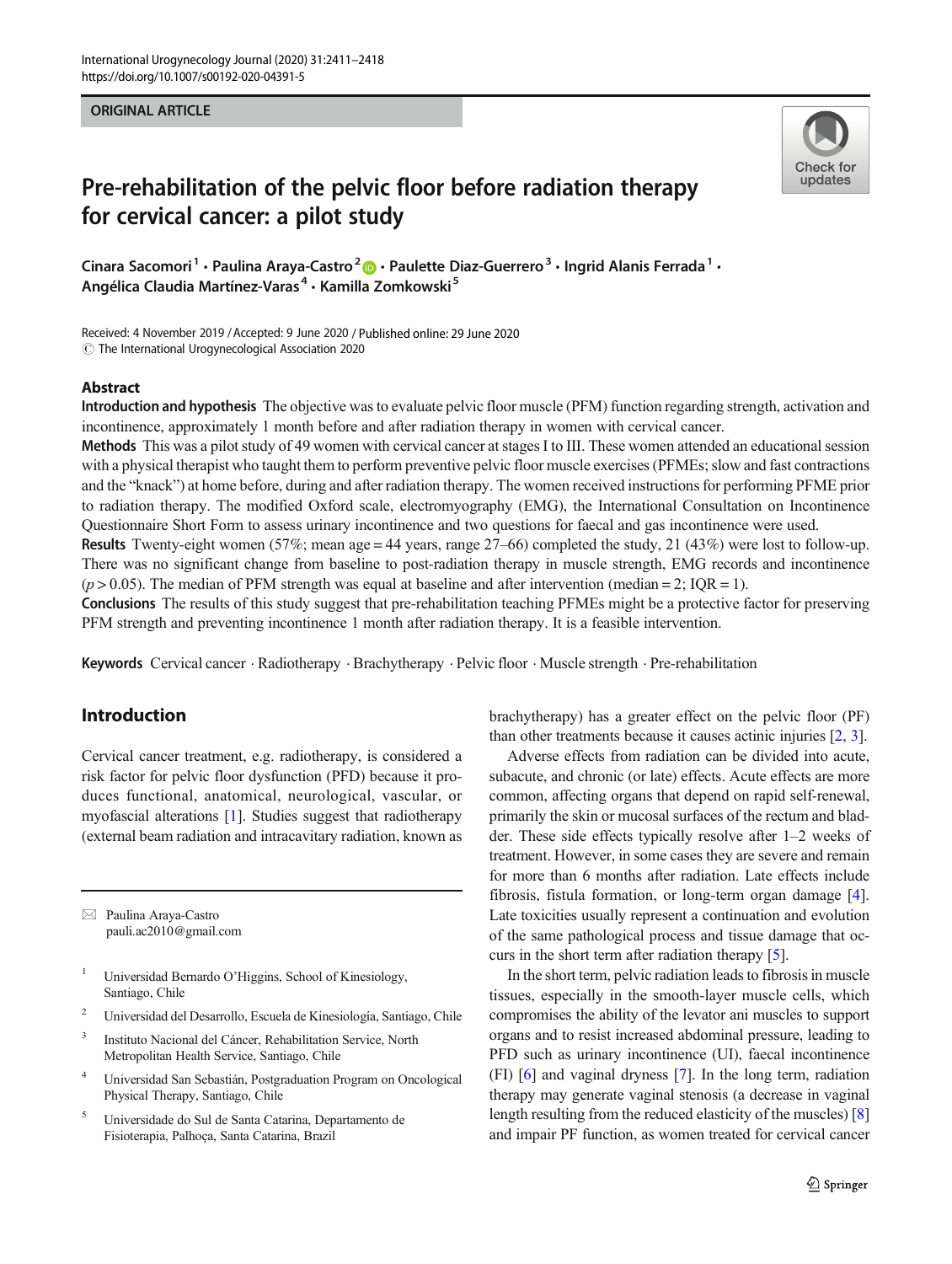ORIGINAL ARTICLE

# Pre-rehabilitation of the pelvic floor before radiation therapy for cervical cancer: a pilot study

Cinara Sacomori[1] · Paulina Araya-Castro[2] · Paulette Diaz-Guerrero[3] · Ingrid Alanis Ferrada[1] · Angélica Claudia Martínez-Varas[4] · Kamilla Zomkowski[5]

Received: 4 November 2019 / Accepted: 9 June 2020 / Published online: 29 June 2020
© The International Urogynecological Association 2020

## Abstract

**Introduction and hypothesis** The objective was to evaluate pelvic floor muscle (PFM) function regarding strength, activation and incontinence, approximately 1 month before and after radiation therapy in women with cervical cancer.

**Methods** This was a pilot study of 49 women with cervical cancer at stages I to III. These women attended an educational session with a physical therapist who taught them to perform preventive pelvic floor muscle exercises (PFMEs; slow and fast contractions and the "knack") at home before, during and after radiation therapy. The women received instructions for performing PFME prior to radiation therapy. The modified Oxford scale, electromyography (EMG), the International Consultation on Incontinence Questionnaire Short Form to assess urinary incontinence and two questions for faecal and gas incontinence were used.

**Results** Twenty-eight women (57%; mean age = 44 years, range 27–66) completed the study, 21 (43%) were lost to follow-up. There was no significant change from baseline to post-radiation therapy in muscle strength, EMG records and incontinence ($p > 0.05$). The median of PFM strength was equal at baseline and after intervention (median = 2; IQR = 1).

**Conclusions** The results of this study suggest that pre-rehabilitation teaching PFMEs might be a protective factor for preserving PFM strength and preventing incontinence 1 month after radiation therapy. It is a feasible intervention.

**Keywords** Cervical cancer · Radiotherapy · Brachytherapy · Pelvic floor · Muscle strength · Pre-rehabilitation

## Introduction

Cervical cancer treatment, e.g. radiotherapy, is considered a risk factor for pelvic floor dysfunction (PFD) because it produces functional, anatomical, neurological, vascular, or myofascial alterations [1]. Studies suggest that radiotherapy (external beam radiation and intracavitary radiation, known as brachytherapy) has a greater effect on the pelvic floor (PF) than other treatments because it causes actinic injuries [2, 3].

Adverse effects from radiation can be divided into acute, subacute, and chronic (or late) effects. Acute effects are more common, affecting organs that depend on rapid self-renewal, primarily the skin or mucosal surfaces of the rectum and bladder. These side effects typically resolve after 1–2 weeks of treatment. However, in some cases they are severe and remain for more than 6 months after radiation. Late effects include fibrosis, fistula formation, or long-term organ damage [4]. Late toxicities usually represent a continuation and evolution of the same pathological process and tissue damage that occurs in the short term after radiation therapy [5].

In the short term, pelvic radiation leads to fibrosis in muscle tissues, especially in the smooth-layer muscle cells, which compromises the ability of the levator ani muscles to support organs and to resist increased abdominal pressure, leading to PFD such as urinary incontinence (UI), faecal incontinence (FI) [6] and vaginal dryness [7]. In the long term, radiation therapy may generate vaginal stenosis (a decrease in vaginal length resulting from the reduced elasticity of the muscles) [8] and impair PF function, as women treated for cervical cancer

---

✉ Paulina Araya-Castro
pauli.ac2010@gmail.com

1. Universidad Bernardo O'Higgins, School of Kinesiology, Santiago, Chile
2. Universidad del Desarrollo, Escuela de Kinesiología, Santiago, Chile
3. Instituto Nacional del Cáncer, Rehabilitation Service, North Metropolitan Health Service, Santiago, Chile
4. Universidad San Sebastián, Postgraduation Program on Oncological Physical Therapy, Santiago, Chile
5. Universidade do Sul de Santa Catarina, Departamento de Fisioterapia, Palhoça, Santa Catarina, Brazil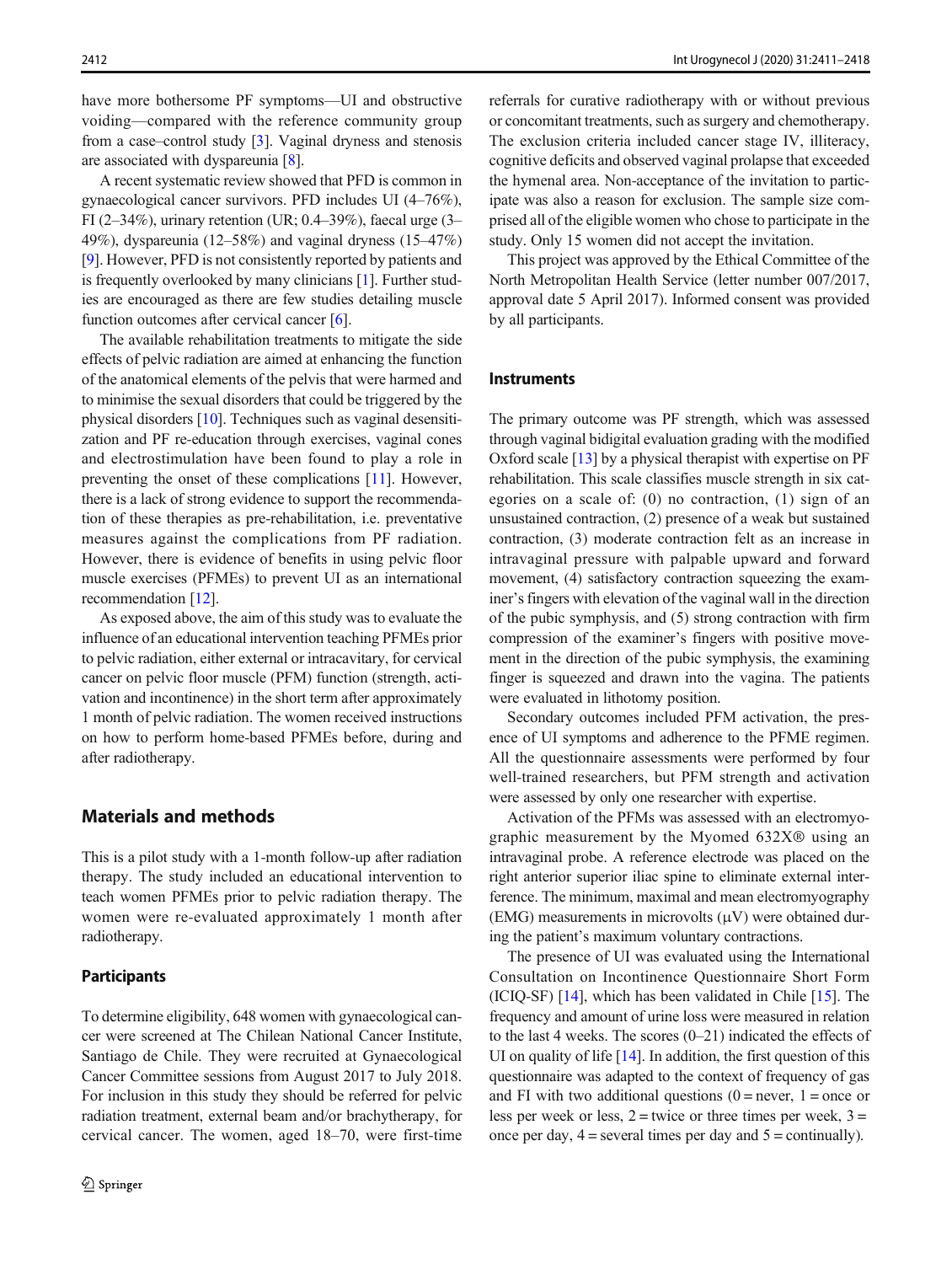have more bothersome PF symptoms—UI and obstructive voiding—compared with the reference community group from a case–control study [3]. Vaginal dryness and stenosis are associated with dyspareunia [8].

A recent systematic review showed that PFD is common in gynaecological cancer survivors. PFD includes UI (4–76%), FI (2–34%), urinary retention (UR; 0.4–39%), faecal urge (3–49%), dyspareunia (12–58%) and vaginal dryness (15–47%) [9]. However, PFD is not consistently reported by patients and is frequently overlooked by many clinicians [1]. Further studies are encouraged as there are few studies detailing muscle function outcomes after cervical cancer [6].

The available rehabilitation treatments to mitigate the side effects of pelvic radiation are aimed at enhancing the function of the anatomical elements of the pelvis that were harmed and to minimise the sexual disorders that could be triggered by the physical disorders [10]. Techniques such as vaginal desensitization and PF re-education through exercises, vaginal cones and electrostimulation have been found to play a role in preventing the onset of these complications [11]. However, there is a lack of strong evidence to support the recommendation of these therapies as pre-rehabilitation, i.e. preventative measures against the complications from PF radiation. However, there is evidence of benefits in using pelvic floor muscle exercises (PFMEs) to prevent UI as an international recommendation [12].

As exposed above, the aim of this study was to evaluate the influence of an educational intervention teaching PFMEs prior to pelvic radiation, either external or intracavitary, for cervical cancer on pelvic floor muscle (PFM) function (strength, activation and incontinence) in the short term after approximately 1 month of pelvic radiation. The women received instructions on how to perform home-based PFMEs before, during and after radiotherapy.

## Materials and methods

This is a pilot study with a 1-month follow-up after radiation therapy. The study included an educational intervention to teach women PFMEs prior to pelvic radiation therapy. The women were re-evaluated approximately 1 month after radiotherapy.

### Participants

To determine eligibility, 648 women with gynaecological cancer were screened at The Chilean National Cancer Institute, Santiago de Chile. They were recruited at Gynaecological Cancer Committee sessions from August 2017 to July 2018. For inclusion in this study they should be referred for pelvic radiation treatment, external beam and/or brachytherapy, for cervical cancer. The women, aged 18–70, were first-time referrals for curative radiotherapy with or without previous or concomitant treatments, such as surgery and chemotherapy. The exclusion criteria included cancer stage IV, illiteracy, cognitive deficits and observed vaginal prolapse that exceeded the hymenal area. Non-acceptance of the invitation to participate was also a reason for exclusion. The sample size comprised all of the eligible women who chose to participate in the study. Only 15 women did not accept the invitation.

This project was approved by the Ethical Committee of the North Metropolitan Health Service (letter number 007/2017, approval date 5 April 2017). Informed consent was provided by all participants.

### Instruments

The primary outcome was PF strength, which was assessed through vaginal bidigital evaluation grading with the modified Oxford scale [13] by a physical therapist with expertise on PF rehabilitation. This scale classifies muscle strength in six categories on a scale of: (0) no contraction, (1) sign of an unsustained contraction, (2) presence of a weak but sustained contraction, (3) moderate contraction felt as an increase in intravaginal pressure with palpable upward and forward movement, (4) satisfactory contraction squeezing the examiner's fingers with elevation of the vaginal wall in the direction of the pubic symphysis, and (5) strong contraction with firm compression of the examiner's fingers with positive movement in the direction of the pubic symphysis, the examining finger is squeezed and drawn into the vagina. The patients were evaluated in lithotomy position.

Secondary outcomes included PFM activation, the presence of UI symptoms and adherence to the PFME regimen. All the questionnaire assessments were performed by four well-trained researchers, but PFM strength and activation were assessed by only one researcher with expertise.

Activation of the PFMs was assessed with an electromyographic measurement by the Myomed 632X® using an intravaginal probe. A reference electrode was placed on the right anterior superior iliac spine to eliminate external interference. The minimum, maximal and mean electromyography (EMG) measurements in microvolts ($\mu$V) were obtained during the patient's maximum voluntary contractions.

The presence of UI was evaluated using the International Consultation on Incontinence Questionnaire Short Form (ICIQ-SF) [14], which has been validated in Chile [15]. The frequency and amount of urine loss were measured in relation to the last 4 weeks. The scores (0–21) indicated the effects of UI on quality of life [14]. In addition, the first question of this questionnaire was adapted to the context of frequency of gas and FI with two additional questions (0 = never, 1 = once or less per week or less, 2 = twice or three times per week, 3 = once per day, 4 = several times per day and 5 = continually).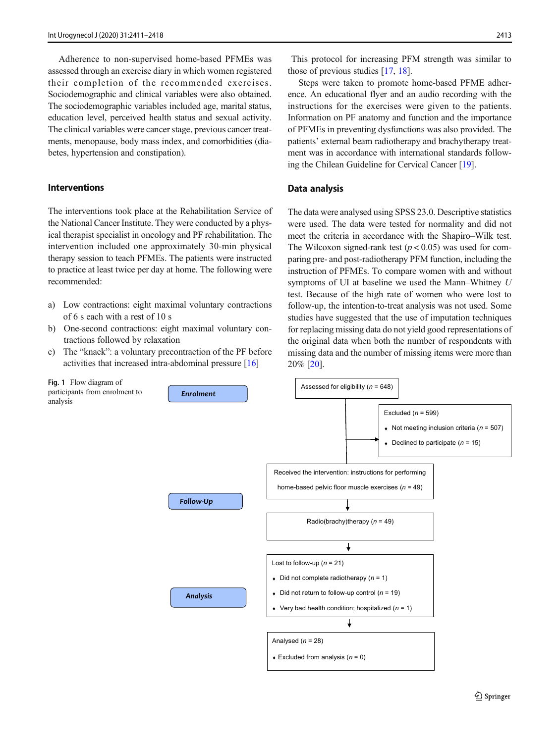Adherence to non-supervised home-based PFMEs was assessed through an exercise diary in which women registered their completion of the recommended exercises. Sociodemographic and clinical variables were also obtained. The sociodemographic variables included age, marital status, education level, perceived health status and sexual activity. The clinical variables were cancer stage, previous cancer treatments, menopause, body mass index, and comorbidities (diabetes, hypertension and constipation).

## Interventions

The interventions took place at the Rehabilitation Service of the National Cancer Institute. They were conducted by a physical therapist specialist in oncology and PF rehabilitation. The intervention included one approximately 30-min physical therapy session to teach PFMEs. The patients were instructed to practice at least twice per day at home. The following were recommended:

a) Low contractions: eight maximal voluntary contractions of 6 s each with a rest of 10 s
b) One-second contractions: eight maximal voluntary contractions followed by relaxation
c) The "knack": a voluntary precontraction of the PF before activities that increased intra-abdominal pressure [16]

This protocol for increasing PFM strength was similar to those of previous studies [17, 18].

Steps were taken to promote home-based PFME adherence. An educational flyer and an audio recording with the instructions for the exercises were given to the patients. Information on PF anatomy and function and the importance of PFMEs in preventing dysfunctions was also provided. The patients' external beam radiotherapy and brachytherapy treatment was in accordance with international standards following the Chilean Guideline for Cervical Cancer [19].

## Data analysis

The data were analysed using SPSS 23.0. Descriptive statistics were used. The data were tested for normality and did not meet the criteria in accordance with the Shapiro–Wilk test. The Wilcoxon signed-rank test ($p < 0.05$) was used for comparing pre- and post-radiotherapy PFM function, including the instruction of PFMEs. To compare women with and without symptoms of UI at baseline we used the Mann–Whitney *U* test. Because of the high rate of women who were lost to follow-up, the intention-to-treat analysis was not used. Some studies have suggested that the use of imputation techniques for replacing missing data do not yield good representations of the original data when both the number of respondents with missing data and the number of missing items were more than 20% [20].

**Enrolment**

Assessed for eligibility (*n* = 648)

Excluded (*n* = 599)
- Not meeting inclusion criteria (*n* = 507)
- Declined to participate (*n* = 15)

Received the intervention: instructions for performing home-based pelvic floor muscle exercises (*n* = 49)

**Follow-Up**

Radio(brachy)therapy (*n* = 49)

Lost to follow-up (*n* = 21)
- Did not complete radiotherapy (*n* = 1)
- Did not return to follow-up control (*n* = 19)
- Very bad health condition; hospitalized (*n* = 1)

**Analysis**

Analysed (*n* = 28)
- Excluded from analysis (*n* = 0)

**Fig. 1** Flow diagram of participants from enrolment to analysis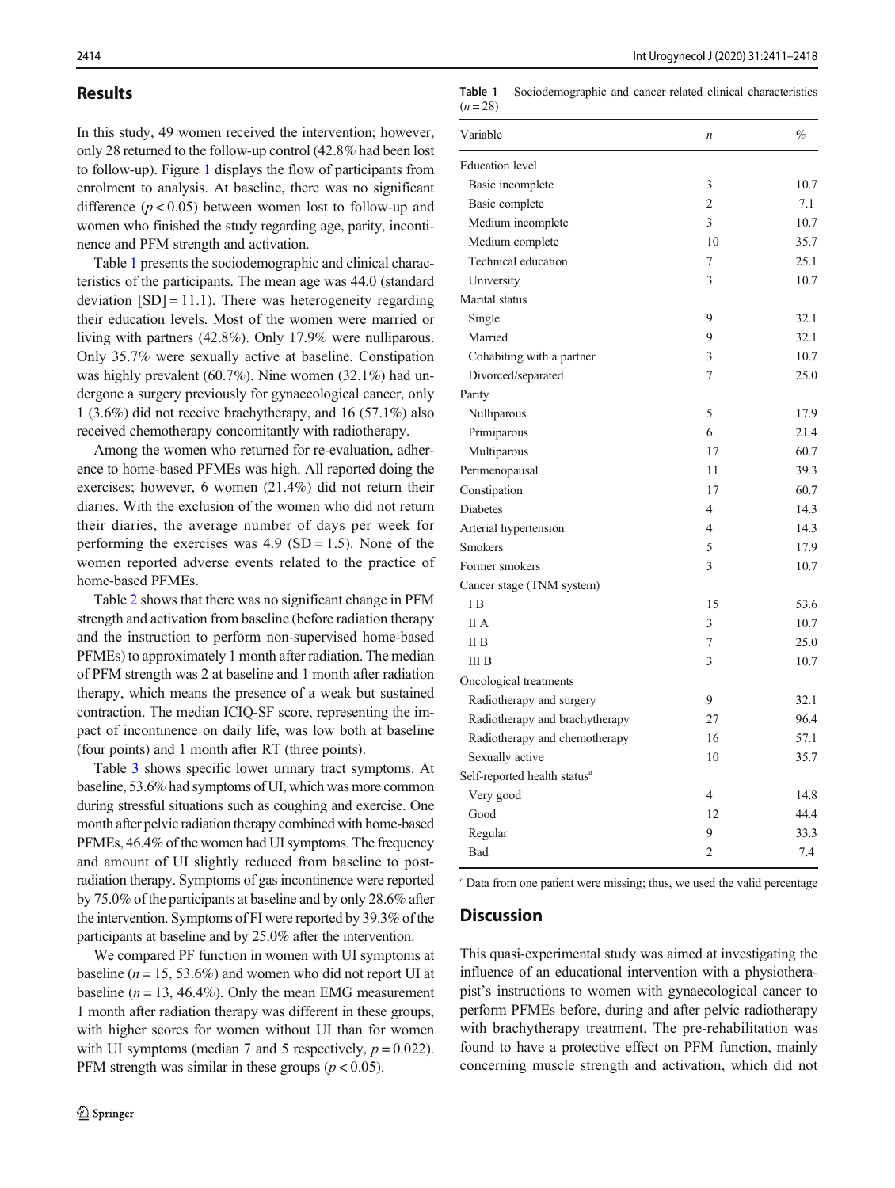## Results

In this study, 49 women received the intervention; however, only 28 returned to the follow-up control (42.8% had been lost to follow-up). Figure 1 displays the flow of participants from enrolment to analysis. At baseline, there was no significant difference ($p < 0.05$) between women lost to follow-up and women who finished the study regarding age, parity, incontinence and PFM strength and activation.

Table 1 presents the sociodemographic and clinical characteristics of the participants. The mean age was 44.0 (standard deviation [SD] = 11.1). There was heterogeneity regarding their education levels. Most of the women were married or living with partners (42.8%). Only 17.9% were nulliparous. Only 35.7% were sexually active at baseline. Constipation was highly prevalent (60.7%). Nine women (32.1%) had undergone a surgery previously for gynaecological cancer, only 1 (3.6%) did not receive brachytherapy, and 16 (57.1%) also received chemotherapy concomitantly with radiotherapy.

Among the women who returned for re-evaluation, adherence to home-based PFMEs was high. All reported doing the exercises; however, 6 women (21.4%) did not return their diaries. With the exclusion of the women who did not return their diaries, the average number of days per week for performing the exercises was 4.9 (SD = 1.5). None of the women reported adverse events related to the practice of home-based PFMEs.

Table 2 shows that there was no significant change in PFM strength and activation from baseline (before radiation therapy and the instruction to perform non-supervised home-based PFMEs) to approximately 1 month after radiation. The median of PFM strength was 2 at baseline and 1 month after radiation therapy, which means the presence of a weak but sustained contraction. The median ICIQ-SF score, representing the impact of incontinence on daily life, was low both at baseline (four points) and 1 month after RT (three points).

Table 3 shows specific lower urinary tract symptoms. At baseline, 53.6% had symptoms of UI, which was more common during stressful situations such as coughing and exercise. One month after pelvic radiation therapy combined with home-based PFMEs, 46.4% of the women had UI symptoms. The frequency and amount of UI slightly reduced from baseline to post-radiation therapy. Symptoms of gas incontinence were reported by 75.0% of the participants at baseline and by only 28.6% after the intervention. Symptoms of FI were reported by 39.3% of the participants at baseline and by 25.0% after the intervention.

We compared PF function in women with UI symptoms at baseline ($n = 15$, 53.6%) and women who did not report UI at baseline ($n = 13$, 46.4%). Only the mean EMG measurement 1 month after radiation therapy was different in these groups, with higher scores for women without UI than for women with UI symptoms (median 7 and 5 respectively, $p = 0.022$). PFM strength was similar in these groups ($p < 0.05$).

**Table 1** Sociodemographic and cancer-related clinical characteristics ($n = 28$)

| Variable | *n* | % |
|---|---|---|
| Education level | | |
| Basic incomplete | 3 | 10.7 |
| Basic complete | 2 | 7.1 |
| Medium incomplete | 3 | 10.7 |
| Medium complete | 10 | 35.7 |
| Technical education | 7 | 25.1 |
| University | 3 | 10.7 |
| Marital status | | |
| Single | 9 | 32.1 |
| Married | 9 | 32.1 |
| Cohabiting with a partner | 3 | 10.7 |
| Divorced/separated | 7 | 25.0 |
| Parity | | |
| Nulliparous | 5 | 17.9 |
| Primiparous | 6 | 21.4 |
| Multiparous | 17 | 60.7 |
| Perimenopausal | 11 | 39.3 |
| Constipation | 17 | 60.7 |
| Diabetes | 4 | 14.3 |
| Arterial hypertension | 4 | 14.3 |
| Smokers | 5 | 17.9 |
| Former smokers | 3 | 10.7 |
| Cancer stage (TNM system) | | |
| I B | 15 | 53.6 |
| II A | 3 | 10.7 |
| II B | 7 | 25.0 |
| III B | 3 | 10.7 |
| Oncological treatments | | |
| Radiotherapy and surgery | 9 | 32.1 |
| Radiotherapy and brachytherapy | 27 | 96.4 |
| Radiotherapy and chemotherapy | 16 | 57.1 |
| Sexually active | 10 | 35.7 |
| Self-reported health status[a] | | |
| Very good | 4 | 14.8 |
| Good | 12 | 44.4 |
| Regular | 9 | 33.3 |
| Bad | 2 | 7.4 |

[a] Data from one patient were missing; thus, we used the valid percentage

## Discussion

This quasi-experimental study was aimed at investigating the influence of an educational intervention with a physiotherapist's instructions to women with gynaecological cancer to perform PFMEs before, during and after pelvic radiotherapy with brachytherapy treatment. The pre-rehabilitation was found to have a protective effect on PFM function, mainly concerning muscle strength and activation, which did not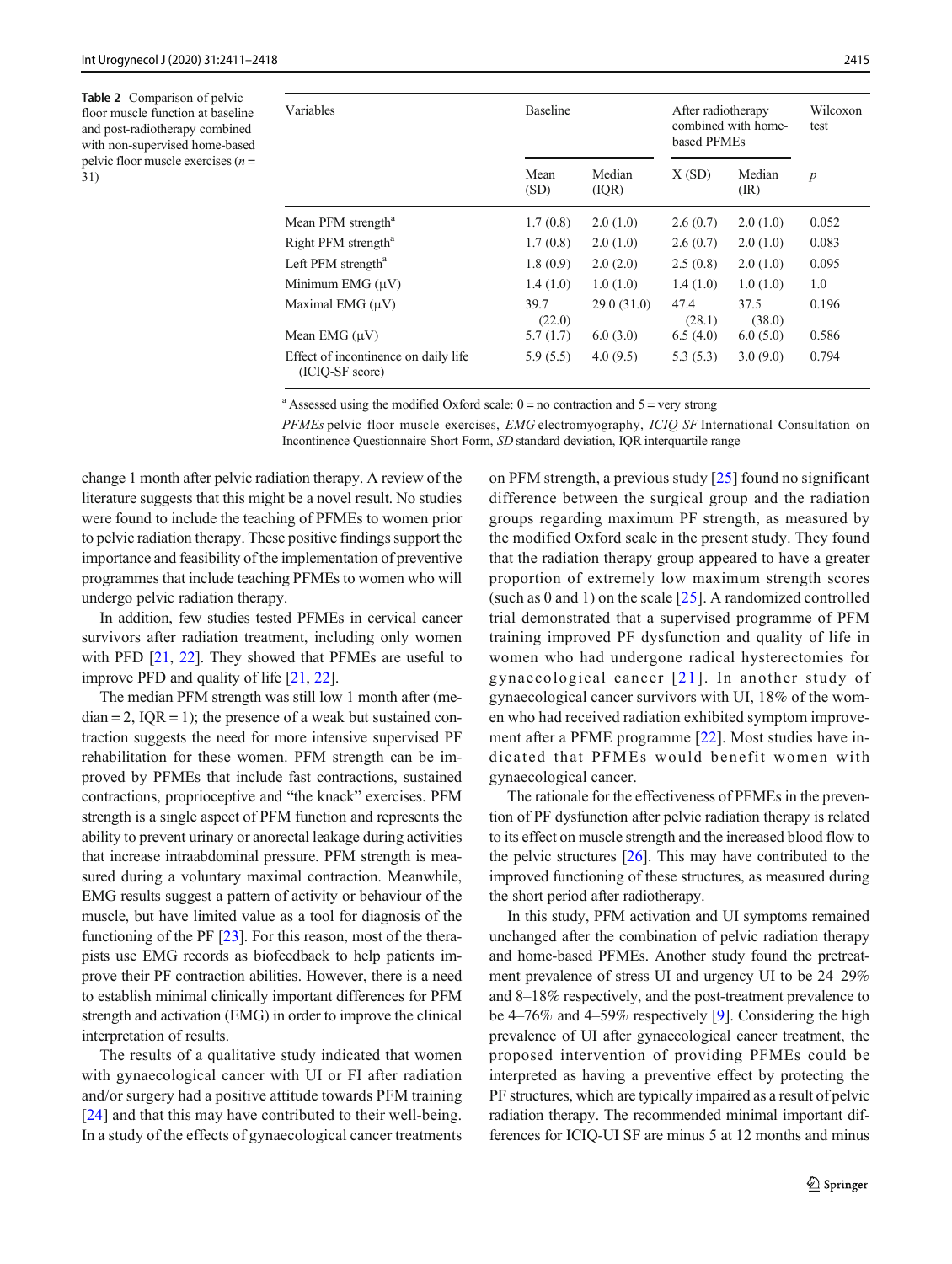**Table 2** Comparison of pelvic floor muscle function at baseline and post-radiotherapy combined with non-supervised home-based pelvic floor muscle exercises ($n$ = 31)

| Variables | Baseline | | After radiotherapy combined with home-based PFMEs | | Wilcoxon test |
|---|---|---|---|---|---|
| | Mean (SD) | Median (IQR) | X (SD) | Median (IR) | $p$ |
| Mean PFM strength[a] | 1.7 (0.8) | 2.0 (1.0) | 2.6 (0.7) | 2.0 (1.0) | 0.052 |
| Right PFM strength[a] | 1.7 (0.8) | 2.0 (1.0) | 2.6 (0.7) | 2.0 (1.0) | 0.083 |
| Left PFM strength[a] | 1.8 (0.9) | 2.0 (2.0) | 2.5 (0.8) | 2.0 (1.0) | 0.095 |
| Minimum EMG (μV) | 1.4 (1.0) | 1.0 (1.0) | 1.4 (1.0) | 1.0 (1.0) | 1.0 |
| Maximal EMG (μV) | 39.7 (22.0) | 29.0 (31.0) | 47.4 (28.1) | 37.5 (38.0) | 0.196 |
| Mean EMG (μV) | 5.7 (1.7) | 6.0 (3.0) | 6.5 (4.0) | 6.0 (5.0) | 0.586 |
| Effect of incontinence on daily life (ICIQ-SF score) | 5.9 (5.5) | 4.0 (9.5) | 5.3 (5.3) | 3.0 (9.0) | 0.794 |

[a] Assessed using the modified Oxford scale: 0 = no contraction and 5 = very strong

*PFMEs* pelvic floor muscle exercises, *EMG* electromyography, *ICIQ-SF* International Consultation on Incontinence Questionnaire Short Form, *SD* standard deviation, IQR interquartile range

change 1 month after pelvic radiation therapy. A review of the literature suggests that this might be a novel result. No studies were found to include the teaching of PFMEs to women prior to pelvic radiation therapy. These positive findings support the importance and feasibility of the implementation of preventive programmes that include teaching PFMEs to women who will undergo pelvic radiation therapy.

In addition, few studies tested PFMEs in cervical cancer survivors after radiation treatment, including only women with PFD [21, 22]. They showed that PFMEs are useful to improve PFD and quality of life [21, 22].

The median PFM strength was still low 1 month after (median = 2, IQR = 1); the presence of a weak but sustained contraction suggests the need for more intensive supervised PF rehabilitation for these women. PFM strength can be improved by PFMEs that include fast contractions, sustained contractions, proprioceptive and "the knack" exercises. PFM strength is a single aspect of PFM function and represents the ability to prevent urinary or anorectal leakage during activities that increase intraabdominal pressure. PFM strength is measured during a voluntary maximal contraction. Meanwhile, EMG results suggest a pattern of activity or behaviour of the muscle, but have limited value as a tool for diagnosis of the functioning of the PF [23]. For this reason, most of the therapists use EMG records as biofeedback to help patients improve their PF contraction abilities. However, there is a need to establish minimal clinically important differences for PFM strength and activation (EMG) in order to improve the clinical interpretation of results.

The results of a qualitative study indicated that women with gynaecological cancer with UI or FI after radiation and/or surgery had a positive attitude towards PFM training [24] and that this may have contributed to their well-being. In a study of the effects of gynaecological cancer treatments on PFM strength, a previous study [25] found no significant difference between the surgical group and the radiation groups regarding maximum PF strength, as measured by the modified Oxford scale in the present study. They found that the radiation therapy group appeared to have a greater proportion of extremely low maximum strength scores (such as 0 and 1) on the scale [25]. A randomized controlled trial demonstrated that a supervised programme of PFM training improved PF dysfunction and quality of life in women who had undergone radical hysterectomies for gynaecological cancer [21]. In another study of gynaecological cancer survivors with UI, 18% of the women who had received radiation exhibited symptom improvement after a PFME programme [22]. Most studies have indicated that PFMEs would benefit women with gynaecological cancer.

The rationale for the effectiveness of PFMEs in the prevention of PF dysfunction after pelvic radiation therapy is related to its effect on muscle strength and the increased blood flow to the pelvic structures [26]. This may have contributed to the improved functioning of these structures, as measured during the short period after radiotherapy.

In this study, PFM activation and UI symptoms remained unchanged after the combination of pelvic radiation therapy and home-based PFMEs. Another study found the pretreatment prevalence of stress UI and urgency UI to be 24–29% and 8–18% respectively, and the post-treatment prevalence to be 4–76% and 4–59% respectively [9]. Considering the high prevalence of UI after gynaecological cancer treatment, the proposed intervention of providing PFMEs could be interpreted as having a preventive effect by protecting the PF structures, which are typically impaired as a result of pelvic radiation therapy. The recommended minimal important differences for ICIQ-UI SF are minus 5 at 12 months and minus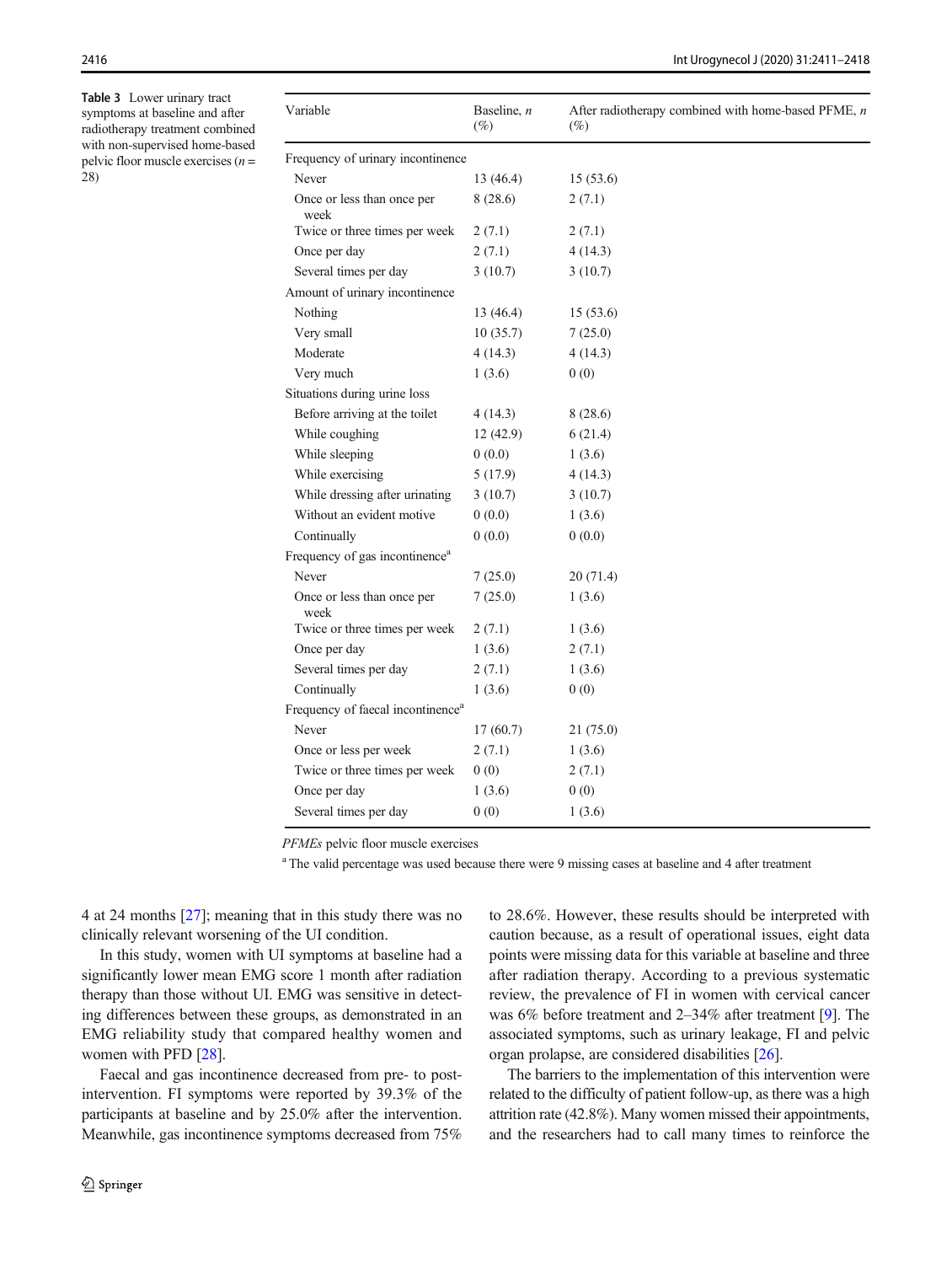**Table 3** Lower urinary tract symptoms at baseline and after radiotherapy treatment combined with non-supervised home-based pelvic floor muscle exercises ($n$ = 28)

| Variable | Baseline, *n* (%) | After radiotherapy combined with home-based PFME, *n* (%) |
|---|---|---|
| Frequency of urinary incontinence | | |
| Never | 13 (46.4) | 15 (53.6) |
| Once or less than once per week | 8 (28.6) | 2 (7.1) |
| Twice or three times per week | 2 (7.1) | 2 (7.1) |
| Once per day | 2 (7.1) | 4 (14.3) |
| Several times per day | 3 (10.7) | 3 (10.7) |
| Amount of urinary incontinence | | |
| Nothing | 13 (46.4) | 15 (53.6) |
| Very small | 10 (35.7) | 7 (25.0) |
| Moderate | 4 (14.3) | 4 (14.3) |
| Very much | 1 (3.6) | 0 (0) |
| Situations during urine loss | | |
| Before arriving at the toilet | 4 (14.3) | 8 (28.6) |
| While coughing | 12 (42.9) | 6 (21.4) |
| While sleeping | 0 (0.0) | 1 (3.6) |
| While exercising | 5 (17.9) | 4 (14.3) |
| While dressing after urinating | 3 (10.7) | 3 (10.7) |
| Without an evident motive | 0 (0.0) | 1 (3.6) |
| Continually | 0 (0.0) | 0 (0.0) |
| Frequency of gas incontinence[a] | | |
| Never | 7 (25.0) | 20 (71.4) |
| Once or less than once per week | 7 (25.0) | 1 (3.6) |
| Twice or three times per week | 2 (7.1) | 1 (3.6) |
| Once per day | 1 (3.6) | 2 (7.1) |
| Several times per day | 2 (7.1) | 1 (3.6) |
| Continually | 1 (3.6) | 0 (0) |
| Frequency of faecal incontinence[a] | | |
| Never | 17 (60.7) | 21 (75.0) |
| Once or less per week | 2 (7.1) | 1 (3.6) |
| Twice or three times per week | 0 (0) | 2 (7.1) |
| Once per day | 1 (3.6) | 0 (0) |
| Several times per day | 0 (0) | 1 (3.6) |

*PFMEs* pelvic floor muscle exercises

[a] The valid percentage was used because there were 9 missing cases at baseline and 4 after treatment

4 at 24 months [27]; meaning that in this study there was no clinically relevant worsening of the UI condition.

In this study, women with UI symptoms at baseline had a significantly lower mean EMG score 1 month after radiation therapy than those without UI. EMG was sensitive in detecting differences between these groups, as demonstrated in an EMG reliability study that compared healthy women and women with PFD [28].

Faecal and gas incontinence decreased from pre- to post-intervention. FI symptoms were reported by 39.3% of the participants at baseline and by 25.0% after the intervention. Meanwhile, gas incontinence symptoms decreased from 75% to 28.6%. However, these results should be interpreted with caution because, as a result of operational issues, eight data points were missing data for this variable at baseline and three after radiation therapy. According to a previous systematic review, the prevalence of FI in women with cervical cancer was 6% before treatment and 2–34% after treatment [9]. The associated symptoms, such as urinary leakage, FI and pelvic organ prolapse, are considered disabilities [26].

The barriers to the implementation of this intervention were related to the difficulty of patient follow-up, as there was a high attrition rate (42.8%). Many women missed their appointments, and the researchers had to call many times to reinforce the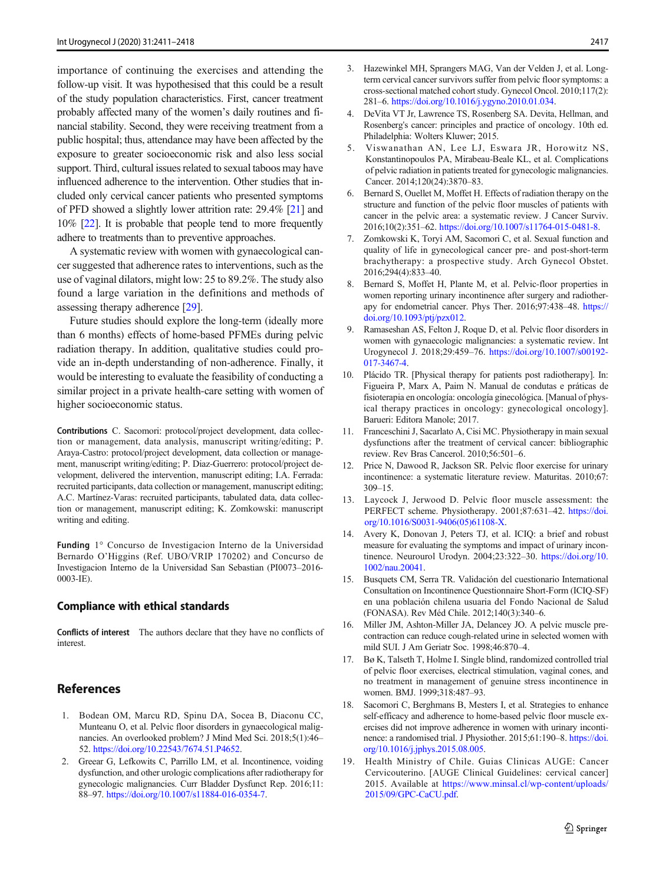importance of continuing the exercises and attending the follow-up visit. It was hypothesised that this could be a result of the study population characteristics. First, cancer treatment probably affected many of the women's daily routines and financial stability. Second, they were receiving treatment from a public hospital; thus, attendance may have been affected by the exposure to greater socioeconomic risk and also less social support. Third, cultural issues related to sexual taboos may have influenced adherence to the intervention. Other studies that included only cervical cancer patients who presented symptoms of PFD showed a slightly lower attrition rate: 29.4% [21] and 10% [22]. It is probable that people tend to more frequently adhere to treatments than to preventive approaches.

A systematic review with women with gynaecological cancer suggested that adherence rates to interventions, such as the use of vaginal dilators, might low: 25 to 89.2%. The study also found a large variation in the definitions and methods of assessing therapy adherence [29].

Future studies should explore the long-term (ideally more than 6 months) effects of home-based PFMEs during pelvic radiation therapy. In addition, qualitative studies could provide an in-depth understanding of non-adherence. Finally, it would be interesting to evaluate the feasibility of conducting a similar project in a private health-care setting with women of higher socioeconomic status.

**Contributions** C. Sacomori: protocol/project development, data collection or management, data analysis, manuscript writing/editing; P. Araya-Castro: protocol/project development, data collection or management, manuscript writing/editing; P. Diaz-Guerrero: protocol/project development, delivered the intervention, manuscript editing; I.A. Ferrada: recruited participants, data collection or management, manuscript editing; A.C. Martínez-Varas: recruited participants, tabulated data, data collection or management, manuscript editing; K. Zomkowski: manuscript writing and editing.

**Funding** 1° Concurso de Investigacion Interno de la Universidad Bernardo O'Higgins (Ref. UBO/VRIP 170202) and Concurso de Investigacion Interno de la Universidad San Sebastian (PI0073–2016-0003-IE).

## Compliance with ethical standards

**Conflicts of interest** The authors declare that they have no conflicts of interest.

## References

1. Bodean OM, Marcu RD, Spinu DA, Socea B, Diaconu CC, Munteanu O, et al. Pelvic floor disorders in gynaecological malignancies. An overlooked problem? J Mind Med Sci. 2018;5(1):46–52. https://doi.org/10.22543/7674.51.P4652.
2. Greear G, Lefkowits C, Parrillo LM, et al. Incontinence, voiding dysfunction, and other urologic complications after radiotherapy for gynecologic malignancies. Curr Bladder Dysfunct Rep. 2016;11:88–97. https://doi.org/10.1007/s11884-016-0354-7.
3. Hazewinkel MH, Sprangers MAG, Van der Velden J, et al. Long-term cervical cancer survivors suffer from pelvic floor symptoms: a cross-sectional matched cohort study. Gynecol Oncol. 2010;117(2):281–6. https://doi.org/10.1016/j.ygyno.2010.01.034.
4. DeVita VT Jr, Lawrence TS, Rosenberg SA. Devita, Hellman, and Rosenberg's cancer: principles and practice of oncology. 10th ed. Philadelphia: Wolters Kluwer; 2015.
5. Viswanathan AN, Lee LJ, Eswara JR, Horowitz NS, Konstantinopoulos PA, Mirabeau-Beale KL, et al. Complications of pelvic radiation in patients treated for gynecologic malignancies. Cancer. 2014;120(24):3870–83.
6. Bernard S, Ouellet M, Moffet H. Effects of radiation therapy on the structure and function of the pelvic floor muscles of patients with cancer in the pelvic area: a systematic review. J Cancer Surviv. 2016;10(2):351–62. https://doi.org/10.1007/s11764-015-0481-8.
7. Zomkowski K, Toryi AM, Sacomori C, et al. Sexual function and quality of life in gynecological cancer pre- and post-short-term brachytherapy: a prospective study. Arch Gynecol Obstet. 2016;294(4):833–40.
8. Bernard S, Moffet H, Plante M, et al. Pelvic-floor properties in women reporting urinary incontinence after surgery and radiotherapy for endometrial cancer. Phys Ther. 2016;97:438–48. https://doi.org/10.1093/ptj/pzx012.
9. Ramaseshan AS, Felton J, Roque D, et al. Pelvic floor disorders in women with gynaecologic malignancies: a systematic review. Int Urogynecol J. 2018;29:459–76. https://doi.org/10.1007/s00192-017-3467-4.
10. Plácido TR. [Physical therapy for patients post radiotherapy]. In: Figueira P, Marx A, Paim N. Manual de condutas e práticas de fisioterapia en oncologia: oncologia ginecológica. [Manual of physical therapy practices in oncology: gynecological oncology]. Barueri: Editora Manole; 2017.
11. Franceschini J, Sacarlato A, Cisi MC. Physiotherapy in main sexual dysfunctions after the treatment of cervical cancer: bibliographic review. Rev Bras Cancerol. 2010;56:501–6.
12. Price N, Dawood R, Jackson SR. Pelvic floor exercise for urinary incontinence: a systematic literature review. Maturitas. 2010;67:309–15.
13. Laycock J, Jerwood D. Pelvic floor muscle assessment: the PERFECT scheme. Physiotherapy. 2001;87:631–42. https://doi.org/10.1016/S0031-9406(05)61108-X.
14. Avery K, Donovan J, Peters TJ, et al. ICIQ: a brief and robust measure for evaluating the symptoms and impact of urinary incontinence. Neurourol Urodyn. 2004;23:322–30. https://doi.org/10.1002/nau.20041.
15. Busquets CM, Serra TR. Validación del cuestionario International Consultation on Incontinence Questionnaire Short-Form (ICIQ-SF) en una población chilena usuaria del Fondo Nacional de Salud (FONASA). Rev Méd Chile. 2012;140(3):340–6.
16. Miller JM, Ashton-Miller JA, Delancey JO. A pelvic muscle precontraction can reduce cough-related urine in selected women with mild SUI. J Am Geriatr Soc. 1998;46:870–4.
17. Bø K, Talseth T, Holme I. Single blind, randomized controlled trial of pelvic floor exercises, electrical stimulation, vaginal cones, and no treatment in management of genuine stress incontinence in women. BMJ. 1999;318:487–93.
18. Sacomori C, Berghmans B, Mesters I, et al. Strategies to enhance self-efficacy and adherence to home-based pelvic floor muscle exercises did not improve adherence in women with urinary incontinence: a randomised trial. J Physiother. 2015;61:190–8. https://doi.org/10.1016/j.jphys.2015.08.005.
19. Health Ministry of Chile. Guias Clinicas AUGE: Cancer Cervicouterino. [AUGE Clinical Guidelines: cervical cancer] 2015. Available at https://www.minsal.cl/wp-content/uploads/2015/09/GPC-CaCU.pdf.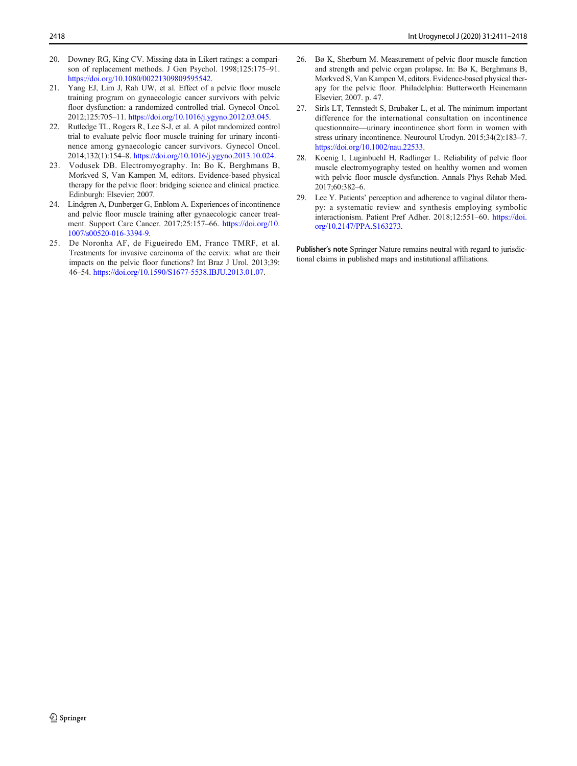20. Downey RG, King CV. Missing data in Likert ratings: a comparison of replacement methods. J Gen Psychol. 1998;125:175–91. https://doi.org/10.1080/00221309809595542.
21. Yang EJ, Lim J, Rah UW, et al. Effect of a pelvic floor muscle training program on gynaecologic cancer survivors with pelvic floor dysfunction: a randomized controlled trial. Gynecol Oncol. 2012;125:705–11. https://doi.org/10.1016/j.ygyno.2012.03.045.
22. Rutledge TL, Rogers R, Lee S-J, et al. A pilot randomized control trial to evaluate pelvic floor muscle training for urinary incontinence among gynaecologic cancer survivors. Gynecol Oncol. 2014;132(1):154–8. https://doi.org/10.1016/j.ygyno.2013.10.024.
23. Vodusek DB. Electromyography. In: Bo K, Berghmans B, Morkved S, Van Kampen M, editors. Evidence-based physical therapy for the pelvic floor: bridging science and clinical practice. Edinburgh: Elsevier; 2007.
24. Lindgren A, Dunberger G, Enblom A. Experiences of incontinence and pelvic floor muscle training after gynaecologic cancer treatment. Support Care Cancer. 2017;25:157–66. https://doi.org/10.1007/s00520-016-3394-9.
25. De Noronha AF, de Figueiredo EM, Franco TMRF, et al. Treatments for invasive carcinoma of the cervix: what are their impacts on the pelvic floor functions? Int Braz J Urol. 2013;39:46–54. https://doi.org/10.1590/S1677-5538.IBJU.2013.01.07.
26. Bø K, Sherburn M. Measurement of pelvic floor muscle function and strength and pelvic organ prolapse. In: Bø K, Berghmans B, Mørkved S, Van Kampen M, editors. Evidence-based physical therapy for the pelvic floor. Philadelphia: Butterworth Heinemann Elsevier; 2007. p. 47.
27. Sirls LT, Tennstedt S, Brubaker L, et al. The minimum important difference for the international consultation on incontinence questionnaire—urinary incontinence short form in women with stress urinary incontinence. Neurourol Urodyn. 2015;34(2):183–7. https://doi.org/10.1002/nau.22533.
28. Koenig I, Luginbuehl H, Radlinger L. Reliability of pelvic floor muscle electromyography tested on healthy women and women with pelvic floor muscle dysfunction. Annals Phys Rehab Med. 2017;60:382–6.
29. Lee Y. Patients' perception and adherence to vaginal dilator therapy: a systematic review and synthesis employing symbolic interactionism. Patient Pref Adher. 2018;12:551–60. https://doi.org/10.2147/PPA.S163273.

**Publisher's note** Springer Nature remains neutral with regard to jurisdictional claims in published maps and institutional affiliations.